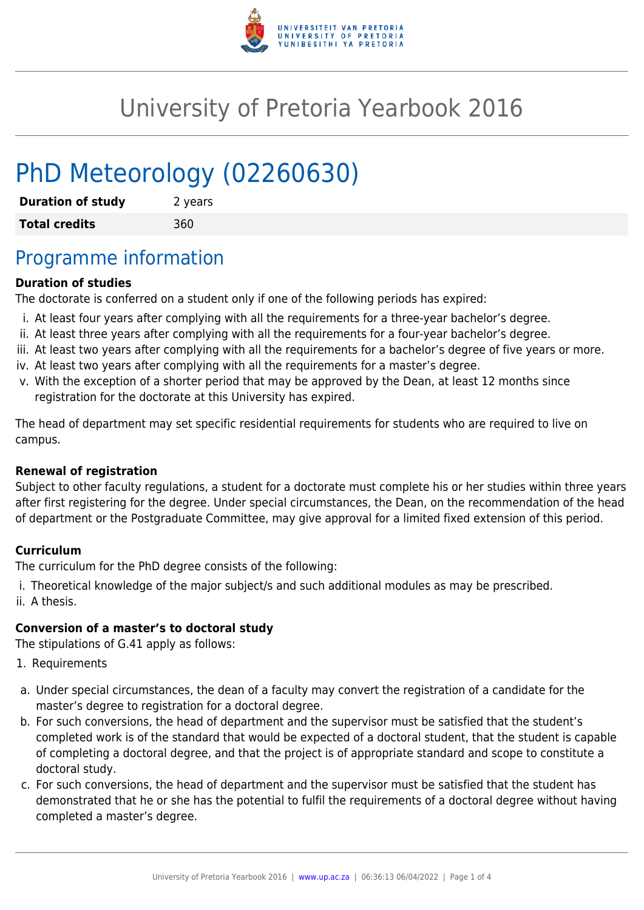# University of Pretoria Yearbook 2016

# PhD Meteorology (02260630)

| **Duration of study** | 2 years |
| --- | --- |
| **Total credits** | 360 |

## Programme information

### Duration of studies

The doctorate is conferred on a student only if one of the following periods has expired:

i. At least four years after complying with all the requirements for a three-year bachelor's degree.
ii. At least three years after complying with all the requirements for a four-year bachelor's degree.
iii. At least two years after complying with all the requirements for a bachelor's degree of five years or more.
iv. At least two years after complying with all the requirements for a master's degree.
v. With the exception of a shorter period that may be approved by the Dean, at least 12 months since registration for the doctorate at this University has expired.

The head of department may set specific residential requirements for students who are required to live on campus.

### Renewal of registration

Subject to other faculty regulations, a student for a doctorate must complete his or her studies within three years after first registering for the degree. Under special circumstances, the Dean, on the recommendation of the head of department or the Postgraduate Committee, may give approval for a limited fixed extension of this period.

### Curriculum

The curriculum for the PhD degree consists of the following:

i. Theoretical knowledge of the major subject/s and such additional modules as may be prescribed.
ii. A thesis.

### Conversion of a master's to doctoral study

The stipulations of G.41 apply as follows:

1. Requirements

a. Under special circumstances, the dean of a faculty may convert the registration of a candidate for the master's degree to registration for a doctoral degree.
b. For such conversions, the head of department and the supervisor must be satisfied that the student's completed work is of the standard that would be expected of a doctoral student, that the student is capable of completing a doctoral degree, and that the project is of appropriate standard and scope to constitute a doctoral study.
c. For such conversions, the head of department and the supervisor must be satisfied that the student has demonstrated that he or she has the potential to fulfil the requirements of a doctoral degree without having completed a master's degree.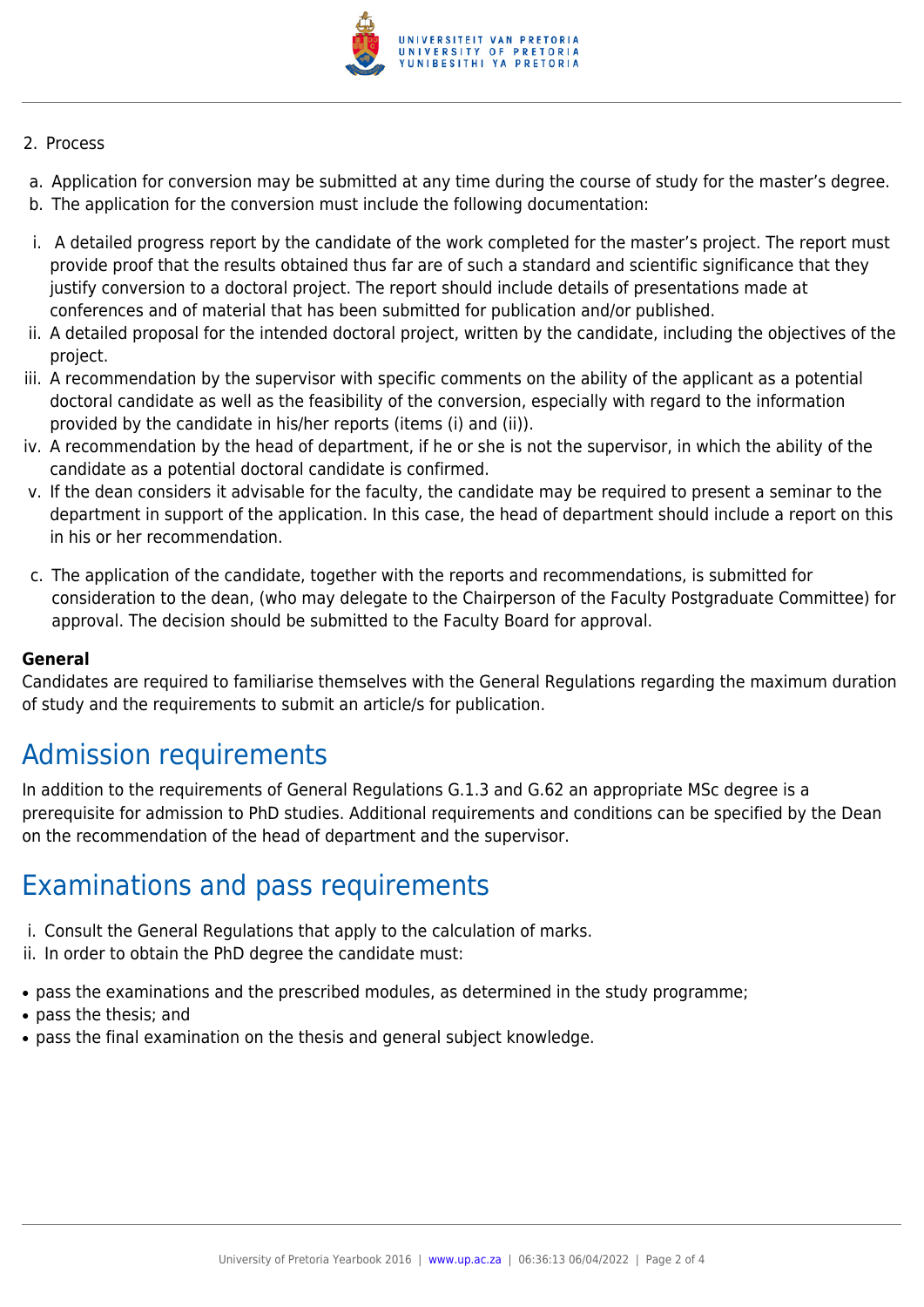2. Process

a. Application for conversion may be submitted at any time during the course of study for the master's degree.
b. The application for the conversion must include the following documentation:

i. A detailed progress report by the candidate of the work completed for the master's project. The report must provide proof that the results obtained thus far are of such a standard and scientific significance that they justify conversion to a doctoral project. The report should include details of presentations made at conferences and of material that has been submitted for publication and/or published.
ii. A detailed proposal for the intended doctoral project, written by the candidate, including the objectives of the project.
iii. A recommendation by the supervisor with specific comments on the ability of the applicant as a potential doctoral candidate as well as the feasibility of the conversion, especially with regard to the information provided by the candidate in his/her reports (items (i) and (ii)).
iv. A recommendation by the head of department, if he or she is not the supervisor, in which the ability of the candidate as a potential doctoral candidate is confirmed.
v. If the dean considers it advisable for the faculty, the candidate may be required to present a seminar to the department in support of the application. In this case, the head of department should include a report on this in his or her recommendation.

c. The application of the candidate, together with the reports and recommendations, is submitted for consideration to the dean, (who may delegate to the Chairperson of the Faculty Postgraduate Committee) for approval. The decision should be submitted to the Faculty Board for approval.

**General**
Candidates are required to familiarise themselves with the General Regulations regarding the maximum duration of study and the requirements to submit an article/s for publication.

# Admission requirements

In addition to the requirements of General Regulations G.1.3 and G.62 an appropriate MSc degree is a prerequisite for admission to PhD studies. Additional requirements and conditions can be specified by the Dean on the recommendation of the head of department and the supervisor.

# Examinations and pass requirements

i. Consult the General Regulations that apply to the calculation of marks.
ii. In order to obtain the PhD degree the candidate must:

- pass the examinations and the prescribed modules, as determined in the study programme;
- pass the thesis; and
- pass the final examination on the thesis and general subject knowledge.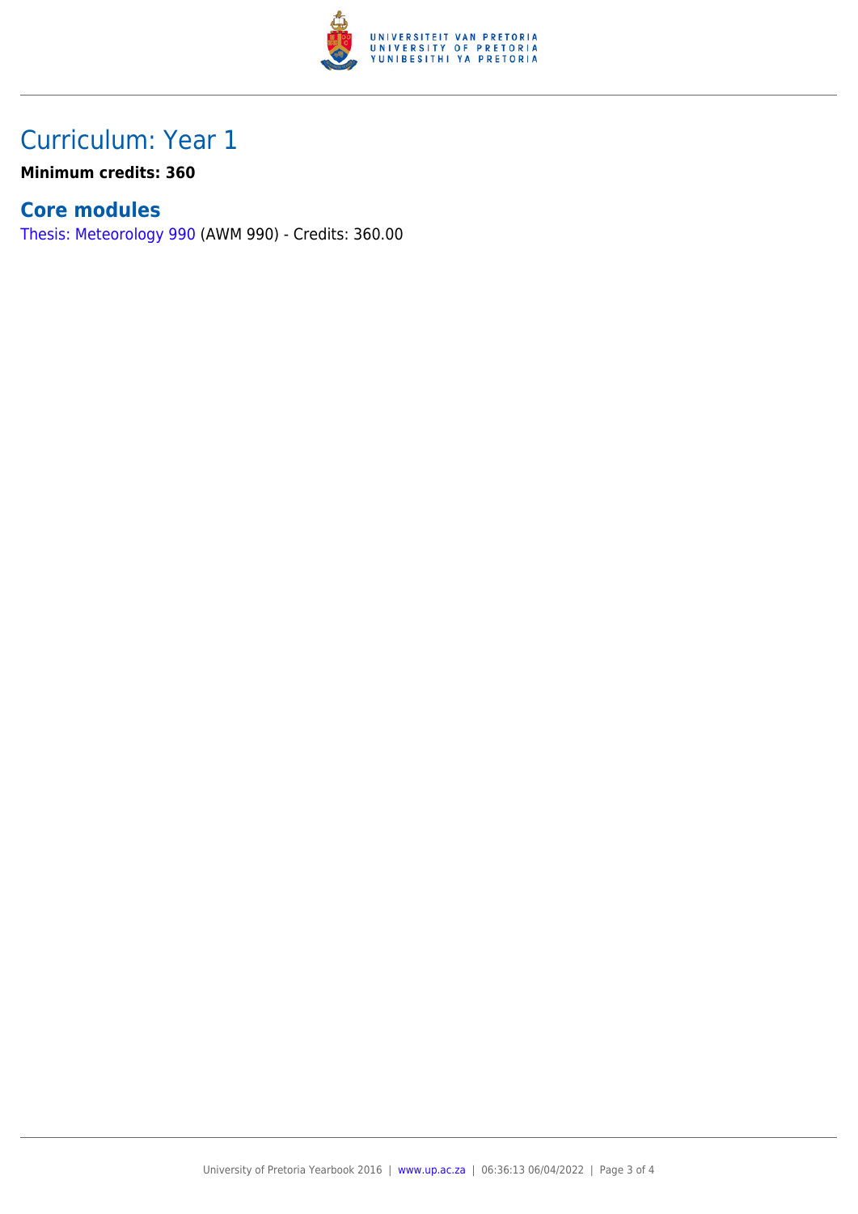## Curriculum: Year 1

**Minimum credits: 360**

### Core modules

Thesis: Meteorology 990 (AWM 990) - Credits: 360.00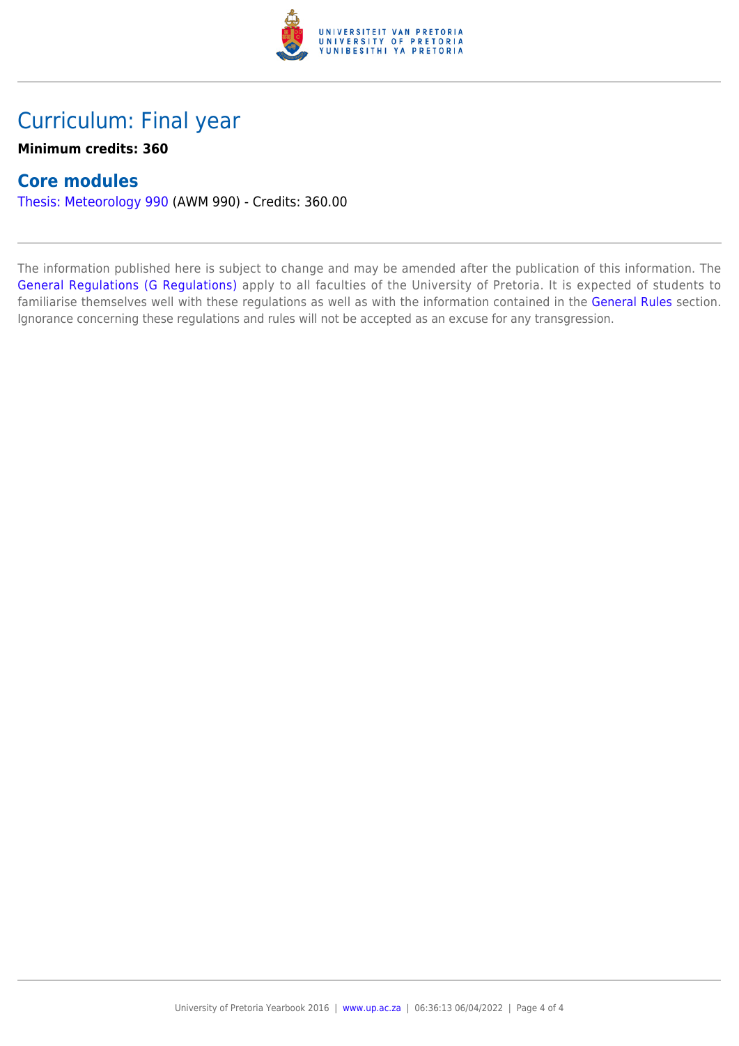# Curriculum: Final year

**Minimum credits: 360**

## Core modules

Thesis: Meteorology 990 (AWM 990) - Credits: 360.00

The information published here is subject to change and may be amended after the publication of this information. The General Regulations (G Regulations) apply to all faculties of the University of Pretoria. It is expected of students to familiarise themselves well with these regulations as well as with the information contained in the General Rules section. Ignorance concerning these regulations and rules will not be accepted as an excuse for any transgression.